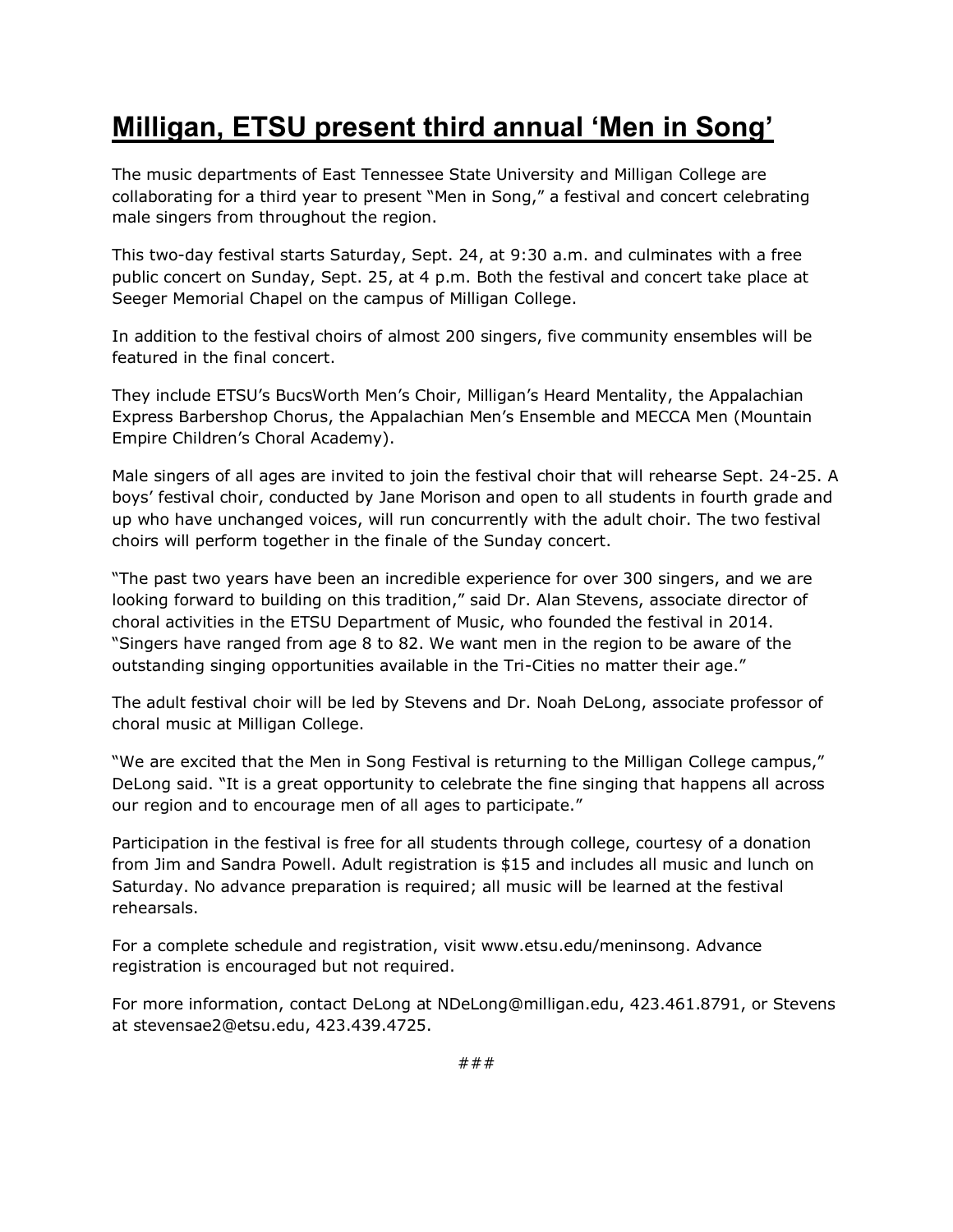# Milligan, ETSU present third annual 'Men in Song'

The music departments of East Tennessee State University and Milligan College are collaborating for a third year to present "Men in Song," a festival and concert celebrating male singers from throughout the region.

This two-day festival starts Saturday, Sept. 24, at 9:30 a.m. and culminates with a free public concert on Sunday, Sept. 25, at 4 p.m. Both the festival and concert take place at Seeger Memorial Chapel on the campus of Milligan College.

In addition to the festival choirs of almost 200 singers, five community ensembles will be featured in the final concert.

They include ETSU's BucsWorth Men's Choir, Milligan's Heard Mentality, the Appalachian Express Barbershop Chorus, the Appalachian Men's Ensemble and MECCA Men (Mountain Empire Children's Choral Academy).

Male singers of all ages are invited to join the festival choir that will rehearse Sept. 24-25. A boys' festival choir, conducted by Jane Morison and open to all students in fourth grade and up who have unchanged voices, will run concurrently with the adult choir. The two festival choirs will perform together in the finale of the Sunday concert.

"The past two years have been an incredible experience for over 300 singers, and we are looking forward to building on this tradition," said Dr. Alan Stevens, associate director of choral activities in the ETSU Department of Music, who founded the festival in 2014. "Singers have ranged from age 8 to 82. We want men in the region to be aware of the outstanding singing opportunities available in the Tri-Cities no matter their age."

The adult festival choir will be led by Stevens and Dr. Noah DeLong, associate professor of choral music at Milligan College.

"We are excited that the Men in Song Festival is returning to the Milligan College campus," DeLong said. "It is a great opportunity to celebrate the fine singing that happens all across our region and to encourage men of all ages to participate."

Participation in the festival is free for all students through college, courtesy of a donation from Jim and Sandra Powell. Adult registration is $15 and includes all music and lunch on Saturday. No advance preparation is required; all music will be learned at the festival rehearsals.

For a complete schedule and registration, visit www.etsu.edu/meninsong. Advance registration is encouraged but not required.

For more information, contact DeLong at NDeLong@milligan.edu, 423.461.8791, or Stevens at stevensae2@etsu.edu, 423.439.4725.

###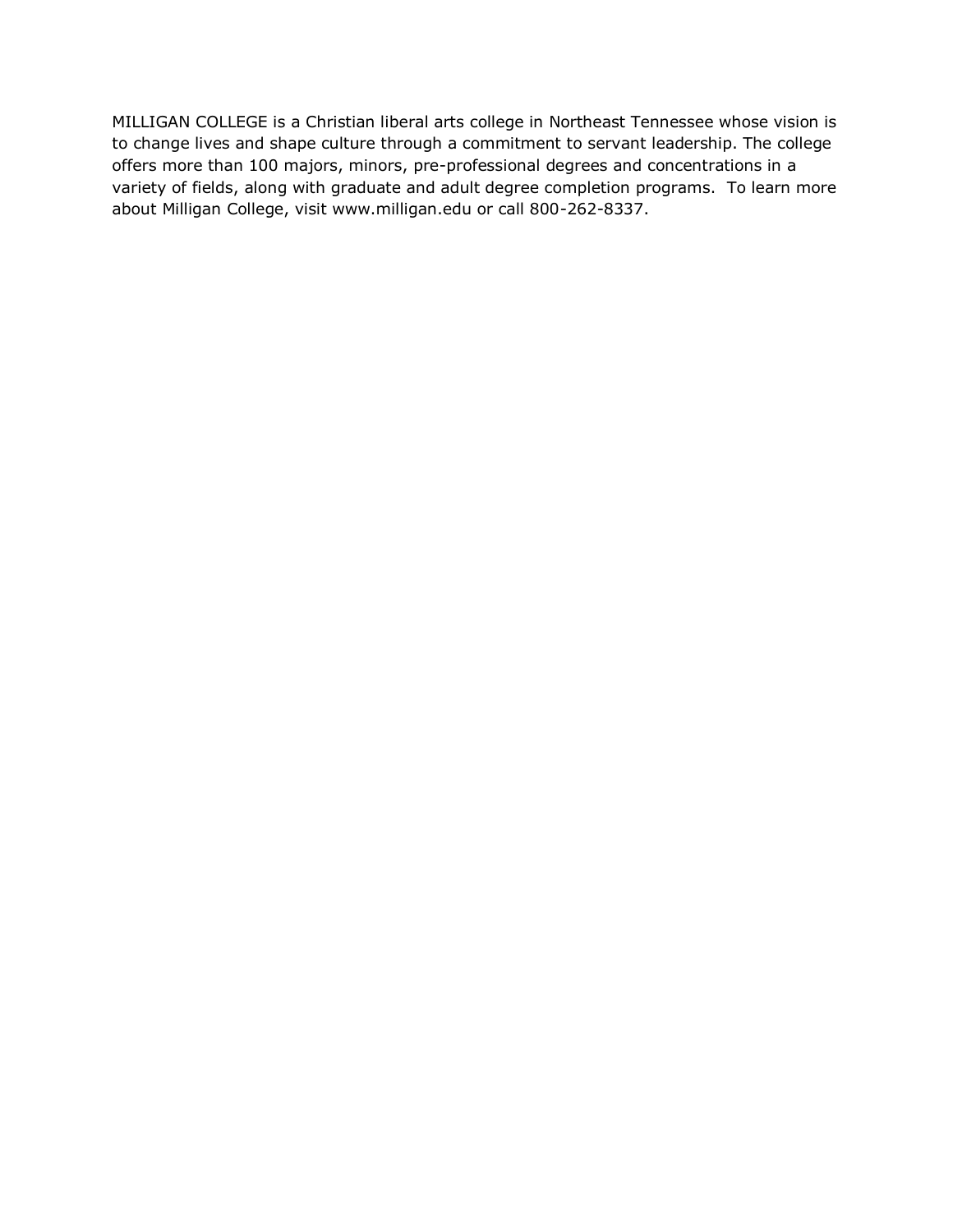MILLIGAN COLLEGE is a Christian liberal arts college in Northeast Tennessee whose vision is to change lives and shape culture through a commitment to servant leadership. The college offers more than 100 majors, minors, pre-professional degrees and concentrations in a variety of fields, along with graduate and adult degree completion programs. To learn more about Milligan College, visit www.milligan.edu or call 800-262-8337.